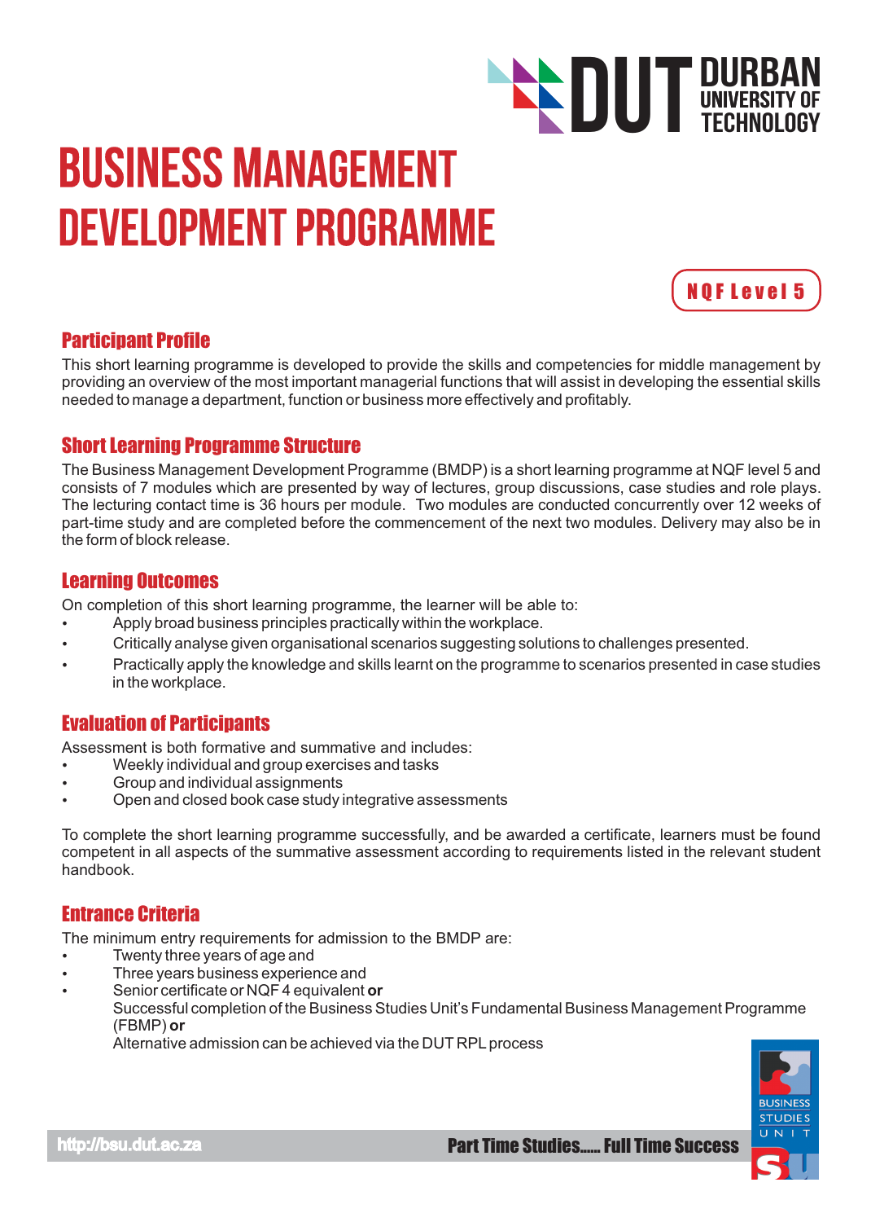DUT DURBAN UNIVERSITY OF TECHNOLOGY

# BUSINESS MANAGEMENT DEVELOPMENT PROGRAMME

**NQF Level 5**

## Participant Profile

This short learning programme is developed to provide the skills and competencies for middle management by providing an overview of the most important managerial functions that will assist in developing the essential skills needed to manage a department, function or business more effectively and profitably.

## Short Learning Programme Structure

The Business Management Development Programme (BMDP) is a short learning programme at NQF level 5 and consists of 7 modules which are presented by way of lectures, group discussions, case studies and role plays. The lecturing contact time is 36 hours per module. Two modules are conducted concurrently over 12 weeks of part-time study and are completed before the commencement of the next two modules. Delivery may also be in the form of block release.

## Learning Outcomes

On completion of this short learning programme, the learner will be able to:

- Apply broad business principles practically within the workplace.
- Critically analyse given organisational scenarios suggesting solutions to challenges presented.
- Practically apply the knowledge and skills learnt on the programme to scenarios presented in case studies in the workplace.

## Evaluation of Participants

Assessment is both formative and summative and includes:

- Weekly individual and group exercises and tasks
- Group and individual assignments
- Open and closed book case study integrative assessments

To complete the short learning programme successfully, and be awarded a certificate, learners must be found competent in all aspects of the summative assessment according to requirements listed in the relevant student handbook.

## Entrance Criteria

The minimum entry requirements for admission to the BMDP are:

- Twenty three years of age and
- Three years business experience and
- Senior certificate or NQF 4 equivalent **or**
  Successful completion of the Business Studies Unit's Fundamental Business Management Programme (FBMP) **or**
  Alternative admission can be achieved via the DUT RPL process

BUSINESS STUDIES UNIT

http://bsu.dut.ac.za

**Part Time Studies...... Full Time Success**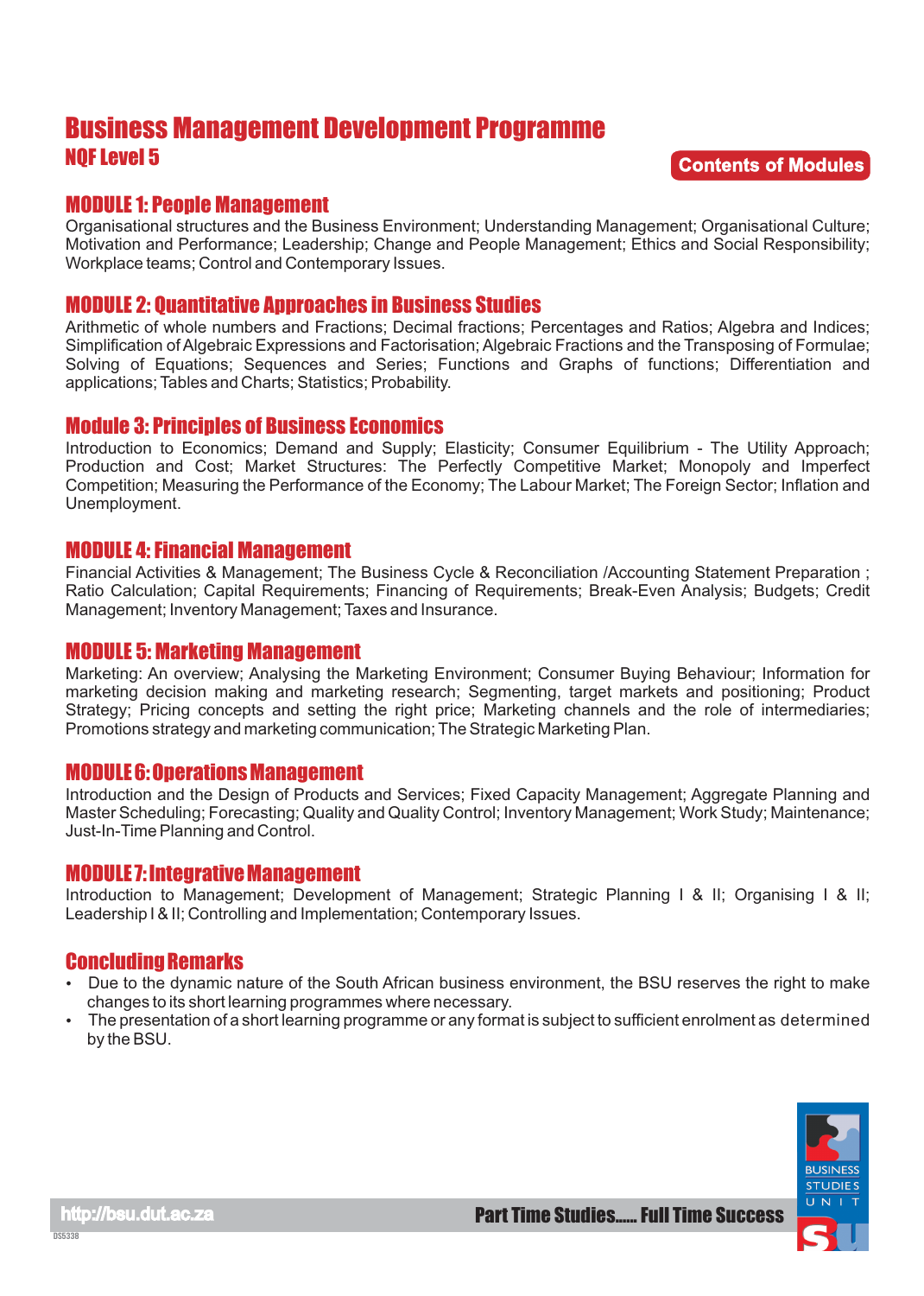# Business Management Development Programme

## NQF Level 5

**Contents of Modules**

### MODULE 1: People Management

Organisational structures and the Business Environment; Understanding Management; Organisational Culture; Motivation and Performance; Leadership; Change and People Management; Ethics and Social Responsibility; Workplace teams; Control and Contemporary Issues.

### MODULE 2: Quantitative Approaches in Business Studies

Arithmetic of whole numbers and Fractions; Decimal fractions; Percentages and Ratios; Algebra and Indices; Simplification of Algebraic Expressions and Factorisation; Algebraic Fractions and the Transposing of Formulae; Solving of Equations; Sequences and Series; Functions and Graphs of functions; Differentiation and applications; Tables and Charts; Statistics; Probability.

### Module 3: Principles of Business Economics

Introduction to Economics; Demand and Supply; Elasticity; Consumer Equilibrium - The Utility Approach; Production and Cost; Market Structures: The Perfectly Competitive Market; Monopoly and Imperfect Competition; Measuring the Performance of the Economy; The Labour Market; The Foreign Sector; Inflation and Unemployment.

### MODULE 4: Financial Management

Financial Activities & Management; The Business Cycle & Reconciliation /Accounting Statement Preparation ; Ratio Calculation; Capital Requirements; Financing of Requirements; Break-Even Analysis; Budgets; Credit Management; Inventory Management; Taxes and Insurance.

### MODULE 5: Marketing Management

Marketing: An overview; Analysing the Marketing Environment; Consumer Buying Behaviour; Information for marketing decision making and marketing research; Segmenting, target markets and positioning; Product Strategy; Pricing concepts and setting the right price; Marketing channels and the role of intermediaries; Promotions strategy and marketing communication; The Strategic Marketing Plan.

### MODULE 6: Operations Management

Introduction and the Design of Products and Services; Fixed Capacity Management; Aggregate Planning and Master Scheduling; Forecasting; Quality and Quality Control; Inventory Management; Work Study; Maintenance; Just-In-Time Planning and Control.

### MODULE 7: Integrative Management

Introduction to Management; Development of Management; Strategic Planning I & II; Organising I & II; Leadership I & II; Controlling and Implementation; Contemporary Issues.

### Concluding Remarks

- Due to the dynamic nature of the South African business environment, the BSU reserves the right to make changes to its short learning programmes where necessary.
- The presentation of a short learning programme or any format is subject to sufficient enrolment as determined by the BSU.

http://bsu.dut.ac.za

Part Time Studies...... Full Time Success

BUSINESS STUDIES UNIT